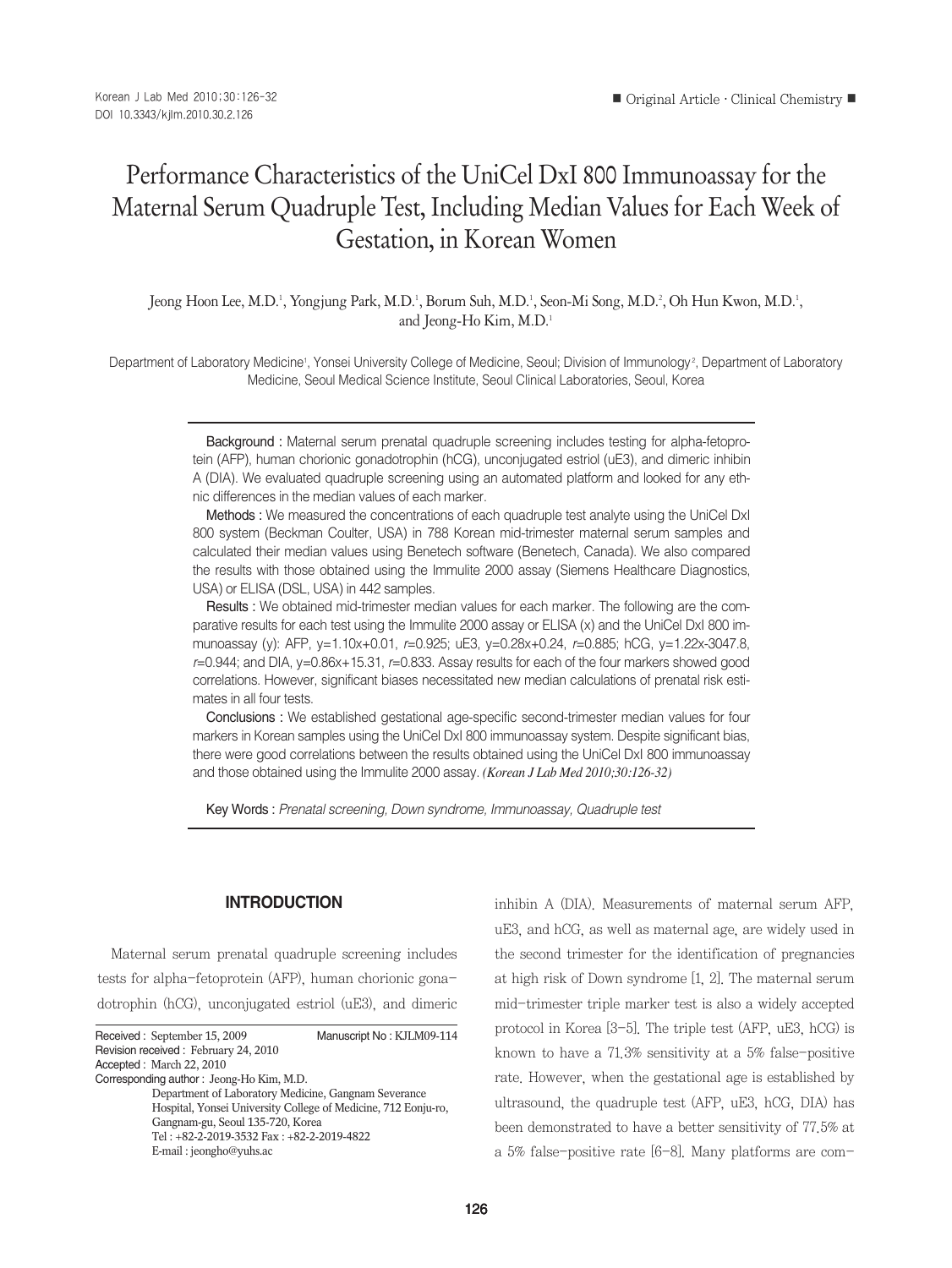■ Original Article · Clinical Chemistry ■

# Performance Characteristics of the UniCel DxI 800 Immunoassay for the Maternal Serum Quadruple Test, Including Median Values for Each Week of Gestation, in Korean Women

Jeong Hoon Lee, M.D.[1], Yongjung Park, M.D.[1], Borum Suh, M.D.[1], Seon-Mi Song, M.D.[2], Oh Hun Kwon, M.D.[1], and Jeong-Ho Kim, M.D.[1]

Department of Laboratory Medicine[1], Yonsei University College of Medicine, Seoul; Division of Immunology[2], Department of Laboratory Medicine, Seoul Medical Science Institute, Seoul Clinical Laboratories, Seoul, Korea

**Background :** Maternal serum prenatal quadruple screening includes testing for alpha-fetoprotein (AFP), human chorionic gonadotrophin (hCG), unconjugated estriol (uE3), and dimeric inhibin A (DIA). We evaluated quadruple screening using an automated platform and looked for any ethnic differences in the median values of each marker.

**Methods :** We measured the concentrations of each quadruple test analyte using the UniCel DxI 800 system (Beckman Coulter, USA) in 788 Korean mid-trimester maternal serum samples and calculated their median values using Benetech software (Benetech, Canada). We also compared the results with those obtained using the Immulite 2000 assay (Siemens Healthcare Diagnostics, USA) or ELISA (DSL, USA) in 442 samples.

**Results :** We obtained mid-trimester median values for each marker. The following are the comparative results for each test using the Immulite 2000 assay or ELISA (x) and the UniCel DxI 800 immunoassay (y): AFP, $y=1.10x+0.01$, $r=0.925$; uE3, $y=0.28x+0.24$, $r=0.885$; hCG, $y=1.22x-3047.8$, $r=0.944$; and DIA, $y=0.86x+15.31$, $r=0.833$. Assay results for each of the four markers showed good correlations. However, significant biases necessitated new median calculations of prenatal risk estimates in all four tests.

**Conclusions :** We established gestational age-specific second-trimester median values for four markers in Korean samples using the UniCel DxI 800 immunoassay system. Despite significant bias, there were good correlations between the results obtained using the UniCel DxI 800 immunoassay and those obtained using the Immulite 2000 assay. *(Korean J Lab Med 2010;30:126-32)*

**Key Words :** *Prenatal screening, Down syndrome, Immunoassay, Quadruple test*

## INTRODUCTION

Maternal serum prenatal quadruple screening includes tests for alpha-fetoprotein (AFP), human chorionic gonadotrophin (hCG), unconjugated estriol (uE3), and dimeric inhibin A (DIA). Measurements of maternal serum AFP, uE3, and hCG, as well as maternal age, are widely used in the second trimester for the identification of pregnancies at high risk of Down syndrome [1, 2]. The maternal serum mid-trimester triple marker test is also a widely accepted protocol in Korea [3-5]. The triple test (AFP, uE3, hCG) is known to have a 71.3% sensitivity at a 5% false-positive rate. However, when the gestational age is established by ultrasound, the quadruple test (AFP, uE3, hCG, DIA) has been demonstrated to have a better sensitivity of 77.5% at a 5% false-positive rate [6-8]. Many platforms are com-

Received : September 15, 2009 Manuscript No : KJLM09-114
Revision received : February 24, 2010
Accepted : March 22, 2010
Corresponding author : Jeong-Ho Kim, M.D.
Department of Laboratory Medicine, Gangnam Severance Hospital, Yonsei University College of Medicine, 712 Eonju-ro, Gangnam-gu, Seoul 135-720, Korea
Tel : +82-2-2019-3532 Fax : +82-2-2019-4822
E-mail : jeongho@yuhs.ac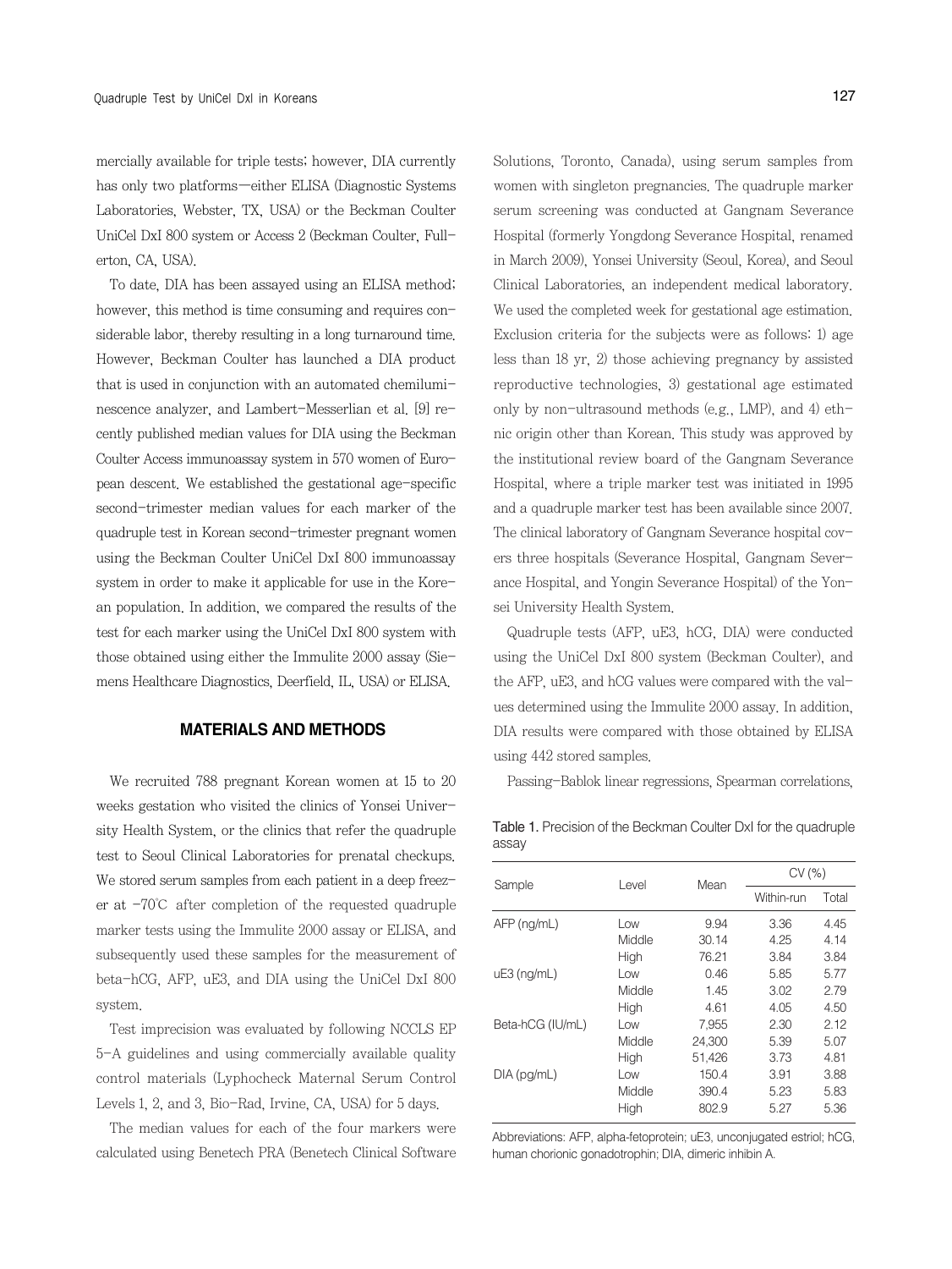mercially available for triple tests; however, DIA currently has only two platforms—either ELISA (Diagnostic Systems Laboratories, Webster, TX, USA) or the Beckman Coulter UniCel DxI 800 system or Access 2 (Beckman Coulter, Fullerton, CA, USA).

To date, DIA has been assayed using an ELISA method; however, this method is time consuming and requires considerable labor, thereby resulting in a long turnaround time. However, Beckman Coulter has launched a DIA product that is used in conjunction with an automated chemiluminescence analyzer, and Lambert-Messerlian et al. [9] recently published median values for DIA using the Beckman Coulter Access immunoassay system in 570 women of European descent. We established the gestational age-specific second-trimester median values for each marker of the quadruple test in Korean second-trimester pregnant women using the Beckman Coulter UniCel DxI 800 immunoassay system in order to make it applicable for use in the Korean population. In addition, we compared the results of the test for each marker using the UniCel DxI 800 system with those obtained using either the Immulite 2000 assay (Siemens Healthcare Diagnostics, Deerfield, IL, USA) or ELISA.

## MATERIALS AND METHODS

We recruited 788 pregnant Korean women at 15 to 20 weeks gestation who visited the clinics of Yonsei University Health System, or the clinics that refer the quadruple test to Seoul Clinical Laboratories for prenatal checkups. We stored serum samples from each patient in a deep freezer at −70℃ after completion of the requested quadruple marker tests using the Immulite 2000 assay or ELISA, and subsequently used these samples for the measurement of beta-hCG, AFP, uE3, and DIA using the UniCel DxI 800 system.

Test imprecision was evaluated by following NCCLS EP 5-A guidelines and using commercially available quality control materials (Lyphocheck Maternal Serum Control Levels 1, 2, and 3, Bio-Rad, Irvine, CA, USA) for 5 days.

The median values for each of the four markers were calculated using Benetech PRA (Benetech Clinical Software Solutions, Toronto, Canada), using serum samples from women with singleton pregnancies. The quadruple marker serum screening was conducted at Gangnam Severance Hospital (formerly Yongdong Severance Hospital, renamed in March 2009), Yonsei University (Seoul, Korea), and Seoul Clinical Laboratories, an independent medical laboratory. We used the completed week for gestational age estimation. Exclusion criteria for the subjects were as follows: 1) age less than 18 yr, 2) those achieving pregnancy by assisted reproductive technologies, 3) gestational age estimated only by non-ultrasound methods (e.g., LMP), and 4) ethnic origin other than Korean. This study was approved by the institutional review board of the Gangnam Severance Hospital, where a triple marker test was initiated in 1995 and a quadruple marker test has been available since 2007. The clinical laboratory of Gangnam Severance hospital covers three hospitals (Severance Hospital, Gangnam Severance Hospital, and Yongin Severance Hospital) of the Yonsei University Health System.

Quadruple tests (AFP, uE3, hCG, DIA) were conducted using the UniCel DxI 800 system (Beckman Coulter), and the AFP, uE3, and hCG values were compared with the values determined using the Immulite 2000 assay. In addition, DIA results were compared with those obtained by ELISA using 442 stored samples.

Passing-Bablok linear regressions, Spearman correlations,

Table 1. Precision of the Beckman Coulter DxI for the quadruple assay

| Sample | Level | Mean | CV (%) | |
|---|---|---|---|---|
| | | | Within-run | Total |
| AFP (ng/mL) | Low | 9.94 | 3.36 | 4.45 |
| | Middle | 30.14 | 4.25 | 4.14 |
| | High | 76.21 | 3.84 | 3.84 |
| uE3 (ng/mL) | Low | 0.46 | 5.85 | 5.77 |
| | Middle | 1.45 | 3.02 | 2.79 |
| | High | 4.61 | 4.05 | 4.50 |
| Beta-hCG (IU/mL) | Low | 7,955 | 2.30 | 2.12 |
| | Middle | 24,300 | 5.39 | 5.07 |
| | High | 51,426 | 3.73 | 4.81 |
| DIA (pg/mL) | Low | 150.4 | 3.91 | 3.88 |
| | Middle | 390.4 | 5.23 | 5.83 |
| | High | 802.9 | 5.27 | 5.36 |

Abbreviations: AFP, alpha-fetoprotein; uE3, unconjugated estriol; hCG, human chorionic gonadotrophin; DIA, dimeric inhibin A.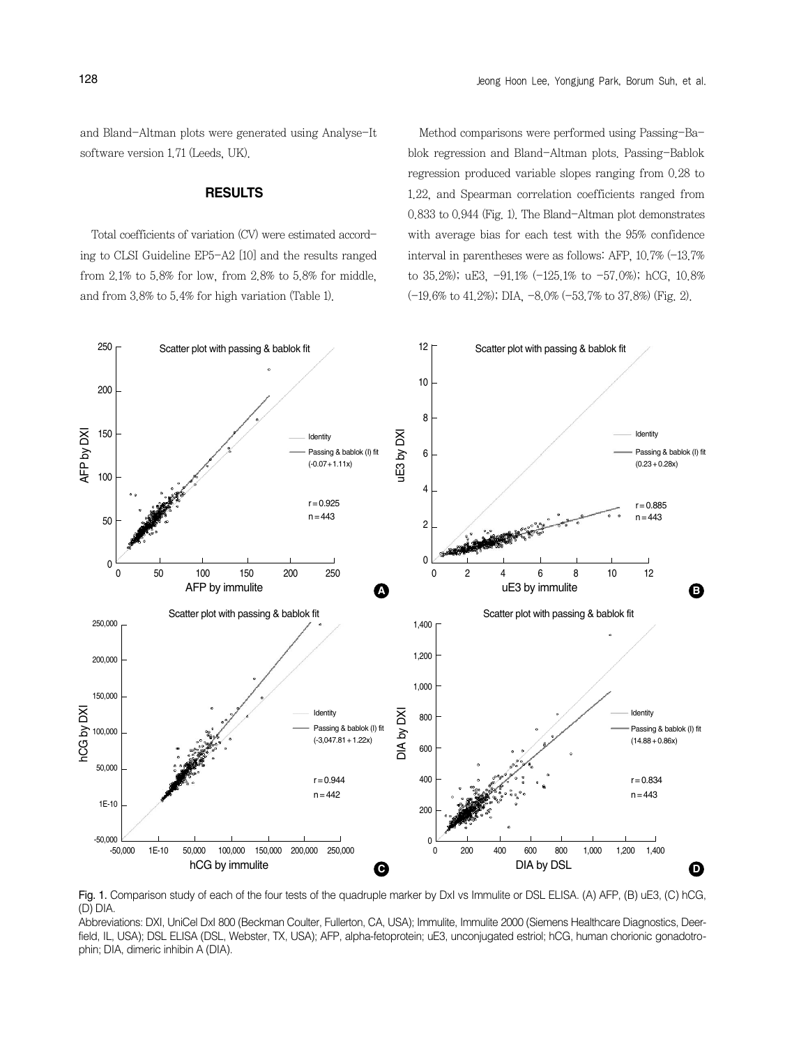and Bland-Altman plots were generated using Analyse-It software version 1.71 (Leeds, UK).

## RESULTS

Total coefficients of variation (CV) were estimated according to CLSI Guideline EP5-A2 [10] and the results ranged from 2.1% to 5.8% for low, from 2.8% to 5.8% for middle, and from 3.8% to 5.4% for high variation (Table 1).

Method comparisons were performed using Passing-Bablok regression and Bland-Altman plots. Passing-Bablok regression produced variable slopes ranging from 0.28 to 1.22, and Spearman correlation coefficients ranged from 0.833 to 0.944 (Fig. 1). The Bland-Altman plot demonstrates with average bias for each test with the 95% confidence interval in parentheses were as follows: AFP, 10.7% (−13.7% to 35.2%); uE3, −91.1% (−125.1% to −57.0%); hCG, 10.8% (−19.6% to 41.2%); DIA, −8.0% (−53.7% to 37.8%) (Fig. 2).

Fig. 1. Comparison study of each of the four tests of the quadruple marker by DxI vs Immulite or DSL ELISA. (A) AFP, (B) uE3, (C) hCG, (D) DIA.

Abbreviations: DXI, UniCel DxI 800 (Beckman Coulter, Fullerton, CA, USA); Immulite, Immulite 2000 (Siemens Healthcare Diagnostics, Deerfield, IL, USA); DSL ELISA (DSL, Webster, TX, USA); AFP, alpha-fetoprotein; uE3, unconjugated estriol; hCG, human chorionic gonadotrophin; DIA, dimeric inhibin A (DIA).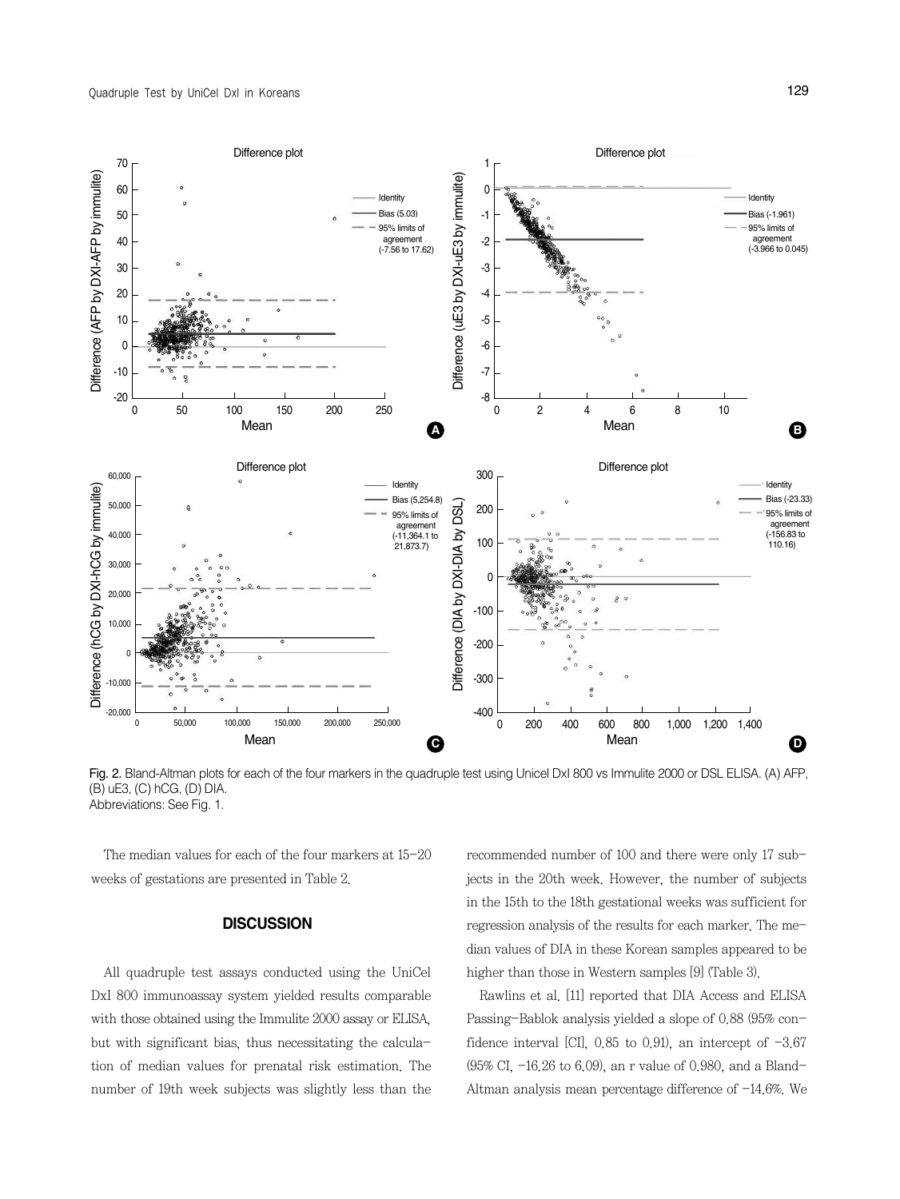Fig. 2. Bland-Altman plots for each of the four markers in the quadruple test using Unicel DxI 800 vs Immulite 2000 or DSL ELISA. (A) AFP, (B) uE3, (C) hCG, (D) DIA.
Abbreviations: See Fig. 1.

The median values for each of the four markers at 15-20 weeks of gestations are presented in Table 2.

## DISCUSSION

All quadruple test assays conducted using the UniCel DxI 800 immunoassay system yielded results comparable with those obtained using the Immulite 2000 assay or ELISA, but with significant bias, thus necessitating the calculation of median values for prenatal risk estimation. The number of 19th week subjects was slightly less than the recommended number of 100 and there were only 17 subjects in the 20th week. However, the number of subjects in the 15th to the 18th gestational weeks was sufficient for regression analysis of the results for each marker. The median values of DIA in these Korean samples appeared to be higher than those in Western samples [9] (Table 3).

Rawlins et al. [11] reported that DIA Access and ELISA Passing-Bablok analysis yielded a slope of 0.88 (95% confidence interval [CI], 0.85 to 0.91), an intercept of −3.67 (95% CI, −16.26 to 6.09), an r value of 0.980, and a Bland-Altman analysis mean percentage difference of −14.6%. We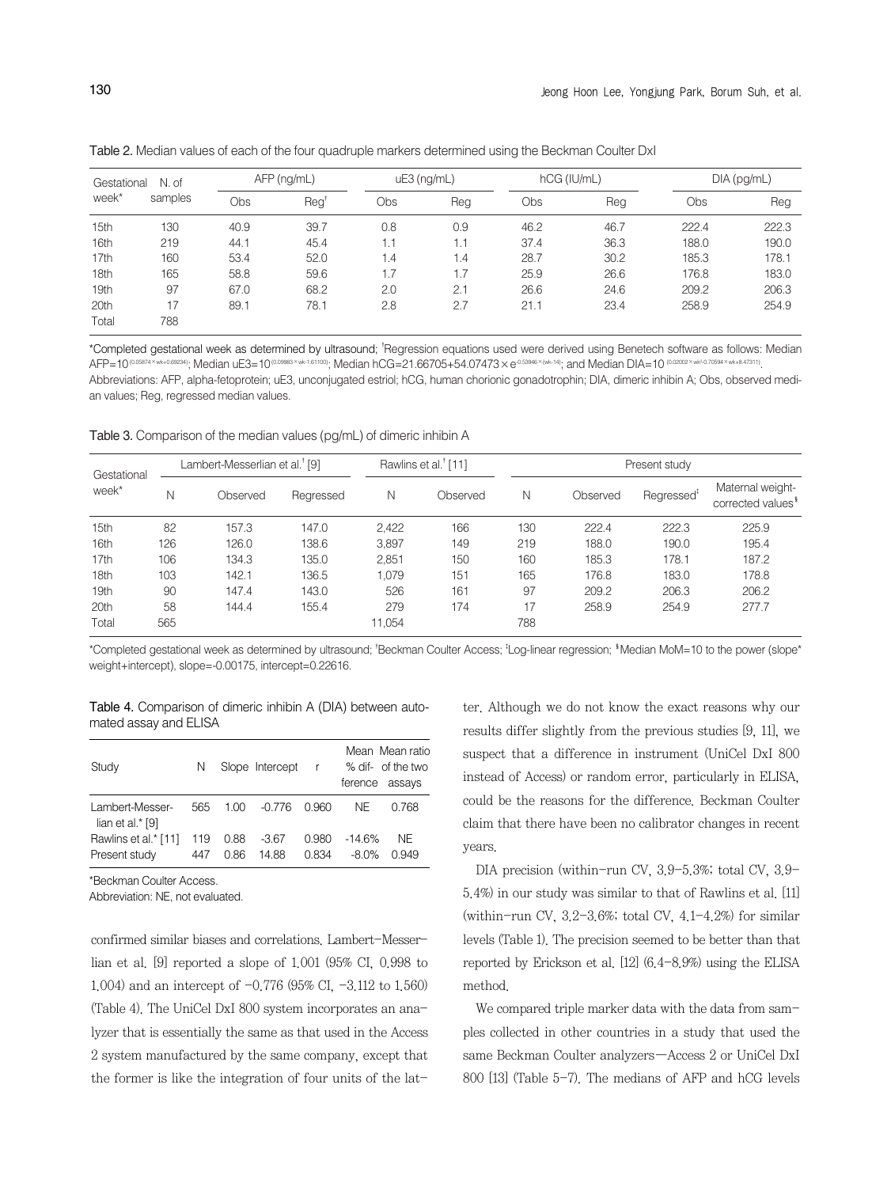Table 2. Median values of each of the four quadruple markers determined using the Beckman Coulter DxI

| Gestational week* | N. of samples | AFP (ng/mL) | | uE3 (ng/mL) | | hCG (IU/mL) | | DIA (pg/mL) | |
|---|---|---|---|---|---|---|---|---|---|
| | | Obs | Reg[†] | Obs | Reg | Obs | Reg | Obs | Reg |
| 15th | 130 | 40.9 | 39.7 | 0.8 | 0.9 | 46.2 | 46.7 | 222.4 | 222.3 |
| 16th | 219 | 44.1 | 45.4 | 1.1 | 1.1 | 37.4 | 36.3 | 188.0 | 190.0 |
| 17th | 160 | 53.4 | 52.0 | 1.4 | 1.4 | 28.7 | 30.2 | 185.3 | 178.1 |
| 18th | 165 | 58.8 | 59.6 | 1.7 | 1.7 | 25.9 | 26.6 | 176.8 | 183.0 |
| 19th | 97 | 67.0 | 68.2 | 2.0 | 2.1 | 26.6 | 24.6 | 209.2 | 206.3 |
| 20th | 17 | 89.1 | 78.1 | 2.8 | 2.7 | 21.1 | 23.4 | 258.9 | 254.9 |
| Total | 788 | | | | | | | | |

*Completed gestational week as determined by ultrasound; [†]Regression equations used were derived using Benetech software as follows: Median AFP=$10^{(0.05874\times wk+0.69234)}$; Median uE3=$10^{(0.09983\times wk-1.61100)}$; Median hCG=$21.66705+54.07473\times e^{-0.53946\times(wk-14)}$; and Median DIA=$10^{(0.02002\times wk^2-0.70594\times wk+8.47311)}$.
Abbreviations: AFP, alpha-fetoprotein; uE3, unconjugated estriol; hCG, human chorionic gonadotrophin; DIA, dimeric inhibin A; Obs, observed median values; Reg, regressed median values.

Table 3. Comparison of the median values (pg/mL) of dimeric inhibin A

| Gestational week* | Lambert-Messerlian et al.[†] [9] | | | Rawlins et al.[†] [11] | | Present study | | | |
|---|---|---|---|---|---|---|---|---|---|
| | N | Observed | Regressed | N | Observed | N | Observed | Regressed[‡] | Maternal weight-corrected values[§] |
| 15th | 82 | 157.3 | 147.0 | 2,422 | 166 | 130 | 222.4 | 222.3 | 225.9 |
| 16th | 126 | 126.0 | 138.6 | 3,897 | 149 | 219 | 188.0 | 190.0 | 195.4 |
| 17th | 106 | 134.3 | 135.0 | 2,851 | 150 | 160 | 185.3 | 178.1 | 187.2 |
| 18th | 103 | 142.1 | 136.5 | 1,079 | 151 | 165 | 176.8 | 183.0 | 178.8 |
| 19th | 90 | 147.4 | 143.0 | 526 | 161 | 97 | 209.2 | 206.3 | 206.2 |
| 20th | 58 | 144.4 | 155.4 | 279 | 174 | 17 | 258.9 | 254.9 | 277.7 |
| Total | 565 | | | 11,054 | | 788 | | | |

*Completed gestational week as determined by ultrasound; [†]Beckman Coulter Access; [‡]Log-linear regression; [§]Median MoM=10 to the power (slope* weight+intercept), slope=-0.00175, intercept=0.22616.

Table 4. Comparison of dimeric inhibin A (DIA) between automated assay and ELISA

| Study | N | Slope | Intercept | r | Mean % difference | Mean ratio of the two assays |
|---|---|---|---|---|---|---|
| Lambert-Messerlian et al.* [9] | 565 | 1.00 | -0.776 | 0.960 | NE | 0.768 |
| Rawlins et al.* [11] | 119 | 0.88 | -3.67 | 0.980 | -14.6% | NE |
| Present study | 447 | 0.86 | 14.88 | 0.834 | -8.0% | 0.949 |

*Beckman Coulter Access.
Abbreviation: NE, not evaluated.

confirmed similar biases and correlations. Lambert-Messerlian et al. [9] reported a slope of 1.001 (95% CI, 0.998 to 1.004) and an intercept of −0.776 (95% CI, −3.112 to 1.560) (Table 4). The UniCel DxI 800 system incorporates an analyzer that is essentially the same as that used in the Access 2 system manufactured by the same company, except that the former is like the integration of four units of the latter. Although we do not know the exact reasons why our results differ slightly from the previous studies [9, 11], we suspect that a difference in instrument (UniCel DxI 800 instead of Access) or random error, particularly in ELISA, could be the reasons for the difference. Beckman Coulter claim that there have been no calibrator changes in recent years.

DIA precision (within-run CV, 3.9–5.3%; total CV, 3.9–5.4%) in our study was similar to that of Rawlins et al. [11] (within-run CV, 3.2–3.6%; total CV, 4.1–4.2%) for similar levels (Table 1). The precision seemed to be better than that reported by Erickson et al. [12] (6.4–8.9%) using the ELISA method.

We compared triple marker data with the data from samples collected in other countries in a study that used the same Beckman Coulter analyzers—Access 2 or UniCel DxI 800 [13] (Table 5–7). The medians of AFP and hCG levels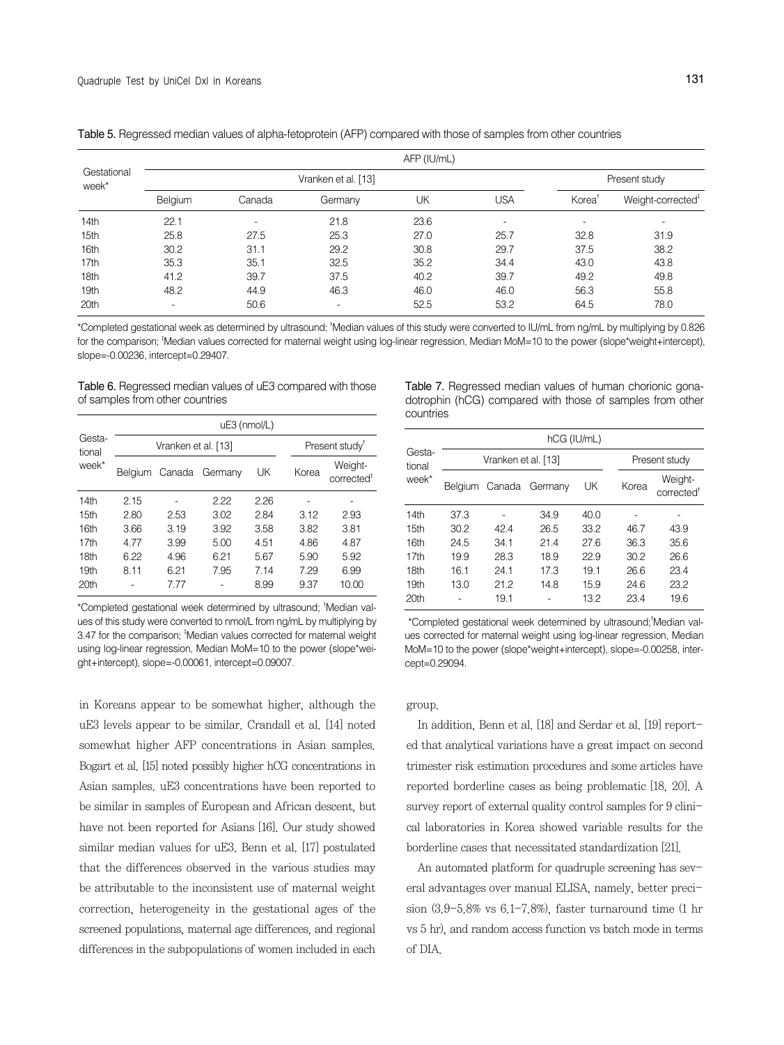Table 5. Regressed median values of alpha-fetoprotein (AFP) compared with those of samples from other countries

| Gestational week* | AFP (IU/mL) | | | | | | |
|---|---|---|---|---|---|---|---|
| | Vranken et al. [13] | | | | | Present study | |
| | Belgium | Canada | Germany | UK | USA | Korea[†] | Weight-corrected[‡] |
| 14th | 22.1 | - | 21.8 | 23.6 | - | - | - |
| 15th | 25.8 | 27.5 | 25.3 | 27.0 | 25.7 | 32.8 | 31.9 |
| 16th | 30.2 | 31.1 | 29.2 | 30.8 | 29.7 | 37.5 | 38.2 |
| 17th | 35.3 | 35.1 | 32.5 | 35.2 | 34.4 | 43.0 | 43.8 |
| 18th | 41.2 | 39.7 | 37.5 | 40.2 | 39.7 | 49.2 | 49.8 |
| 19th | 48.2 | 44.9 | 46.3 | 46.0 | 46.0 | 56.3 | 55.8 |
| 20th | - | 50.6 | - | 52.5 | 53.2 | 64.5 | 78.0 |

*Completed gestational week as determined by ultrasound; [†]Median values of this study were converted to IU/mL from ng/mL by multiplying by 0.826 for the comparison; [‡]Median values corrected for maternal weight using log-linear regression, Median MoM=10 to the power (slope*weight+intercept), slope=-0.00236, intercept=0.29407.

Table 6. Regressed median values of uE3 compared with those of samples from other countries

| Gestational week* | uE3 (nmol/L) | | | | | |
|---|---|---|---|---|---|---|
| | Vranken et al. [13] | | | | Present study[†] | |
| | Belgium | Canada | Germany | UK | Korea | Weight-corrected[‡] |
| 14th | 2.15 | - | 2.22 | 2.26 | - | - |
| 15th | 2.80 | 2.53 | 3.02 | 2.84 | 3.12 | 2.93 |
| 16th | 3.66 | 3.19 | 3.92 | 3.58 | 3.82 | 3.81 |
| 17th | 4.77 | 3.99 | 5.00 | 4.51 | 4.86 | 4.87 |
| 18th | 6.22 | 4.96 | 6.21 | 5.67 | 5.90 | 5.92 |
| 19th | 8.11 | 6.21 | 7.95 | 7.14 | 7.29 | 6.99 |
| 20th | - | 7.77 | - | 8.99 | 9.37 | 10.00 |

*Completed gestational week determined by ultrasound; [†]Median values of this study were converted to nmol/L from ng/mL by multiplying by 3.47 for the comparison; [‡]Median values corrected for maternal weight using log-linear regression, Median MoM=10 to the power (slope*weight+intercept), slope=-0.00061, intercept=0.09007.

Table 7. Regressed median values of human chorionic gonadotrophin (hCG) compared with those of samples from other countries

| Gestational week* | hCG (IU/mL) | | | | | |
|---|---|---|---|---|---|---|
| | Vranken et al. [13] | | | | Present study | |
| | Belgium | Canada | Germany | UK | Korea | Weight-corrected[†] |
| 14th | 37.3 | - | 34.9 | 40.0 | - | - |
| 15th | 30.2 | 42.4 | 26.5 | 33.2 | 46.7 | 43.9 |
| 16th | 24.5 | 34.1 | 21.4 | 27.6 | 36.3 | 35.6 |
| 17th | 19.9 | 28.3 | 18.9 | 22.9 | 30.2 | 26.6 |
| 18th | 16.1 | 24.1 | 17.3 | 19.1 | 26.6 | 23.4 |
| 19th | 13.0 | 21.2 | 14.8 | 15.9 | 24.6 | 23.2 |
| 20th | - | 19.1 | - | 13.2 | 23.4 | 19.6 |

*Completed gestational week determined by ultrasound;[†]Median values corrected for maternal weight using log-linear regression, Median MoM=10 to the power (slope*weight+intercept), slope=-0.00258, intercept=0.29094.

in Koreans appear to be somewhat higher, although the uE3 levels appear to be similar. Crandall et al. [14] noted somewhat higher AFP concentrations in Asian samples. Bogart et al. [15] noted possibly higher hCG concentrations in Asian samples. uE3 concentrations have been reported to be similar in samples of European and African descent, but have not been reported for Asians [16]. Our study showed similar median values for uE3. Benn et al. [17] postulated that the differences observed in the various studies may be attributable to the inconsistent use of maternal weight correction, heterogeneity in the gestational ages of the screened populations, maternal age differences, and regional differences in the subpopulations of women included in each group.

In addition, Benn et al. [18] and Serdar et al. [19] reported that analytical variations have a great impact on second trimester risk estimation procedures and some articles have reported borderline cases as being problematic [18, 20]. A survey report of external quality control samples for 9 clinical laboratories in Korea showed variable results for the borderline cases that necessitated standardization [21].

An automated platform for quadruple screening has several advantages over manual ELISA, namely, better precision (3.9–5.8% vs 6.1–7.8%), faster turnaround time (1 hr vs 5 hr), and random access function vs batch mode in terms of DIA.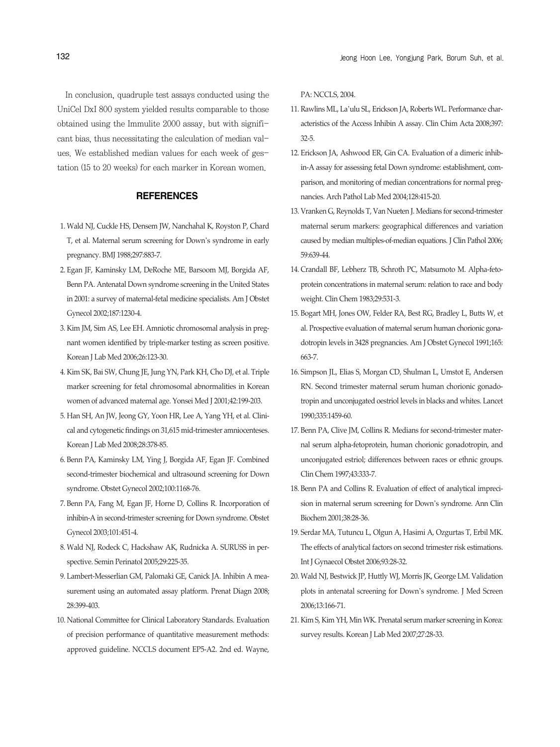In conclusion, quadruple test assays conducted using the UniCel DxI 800 system yielded results comparable to those obtained using the Immulite 2000 assay, but with significant bias, thus necessitating the calculation of median values. We established median values for each week of gestation (15 to 20 weeks) for each marker in Korean women.

## REFERENCES

1. Wald NJ, Cuckle HS, Densem JW, Nanchahal K, Royston P, Chard T, et al. Maternal serum screening for Down's syndrome in early pregnancy. BMJ 1988;297:883-7.
2. Egan JF, Kaminsky LM, DeRoche ME, Barsoom MJ, Borgida AF, Benn PA. Antenatal Down syndrome screening in the United States in 2001: a survey of maternal-fetal medicine specialists. Am J Obstet Gynecol 2002;187:1230-4.
3. Kim JM, Sim AS, Lee EH. Amniotic chromosomal analysis in pregnant women identified by triple-marker testing as screen positive. Korean J Lab Med 2006;26:123-30.
4. Kim SK, Bai SW, Chung JE, Jung YN, Park KH, Cho DJ, et al. Triple marker screening for fetal chromosomal abnormalities in Korean women of advanced maternal age. Yonsei Med J 2001;42:199-203.
5. Han SH, An JW, Jeong GY, Yoon HR, Lee A, Yang YH, et al. Clinical and cytogenetic findings on 31,615 mid-trimester amniocenteses. Korean J Lab Med 2008;28:378-85.
6. Benn PA, Kaminsky LM, Ying J, Borgida AF, Egan JF. Combined second-trimester biochemical and ultrasound screening for Down syndrome. Obstet Gynecol 2002;100:1168-76.
7. Benn PA, Fang M, Egan JF, Horne D, Collins R. Incorporation of inhibin-A in second-trimester screening for Down syndrome. Obstet Gynecol 2003;101:451-4.
8. Wald NJ, Rodeck C, Hackshaw AK, Rudnicka A. SURUSS in perspective. Semin Perinatol 2005;29:225-35.
9. Lambert-Messerlian GM, Palomaki GE, Canick JA. Inhibin A measurement using an automated assay platform. Prenat Diagn 2008;28:399-403.
10. National Committee for Clinical Laboratory Standards. Evaluation of precision performance of quantitative measurement methods: approved guideline. NCCLS document EP5-A2. 2nd ed. Wayne, PA: NCCLS, 2004.
11. Rawlins ML, La'ulu SL, Erickson JA, Roberts WL. Performance characteristics of the Access Inhibin A assay. Clin Chim Acta 2008;397:32-5.
12. Erickson JA, Ashwood ER, Gin CA. Evaluation of a dimeric inhibin-A assay for assessing fetal Down syndrome: establishment, comparison, and monitoring of median concentrations for normal pregnancies. Arch Pathol Lab Med 2004;128:415-20.
13. Vranken G, Reynolds T, Van Nueten J. Medians for second-trimester maternal serum markers: geographical differences and variation caused by median multiples-of-median equations. J Clin Pathol 2006;59:639-44.
14. Crandall BF, Lebherz TB, Schroth PC, Matsumoto M. Alpha-fetoprotein concentrations in maternal serum: relation to race and body weight. Clin Chem 1983;29:531-3.
15. Bogart MH, Jones OW, Felder RA, Best RG, Bradley L, Butts W, et al. Prospective evaluation of maternal serum human chorionic gonadotropin levels in 3428 pregnancies. Am J Obstet Gynecol 1991;165:663-7.
16. Simpson JL, Elias S, Morgan CD, Shulman L, Umstot E, Andersen RN. Second trimester maternal serum human chorionic gonadotropin and unconjugated oestriol levels in blacks and whites. Lancet 1990;335:1459-60.
17. Benn PA, Clive JM, Collins R. Medians for second-trimester maternal serum alpha-fetoprotein, human chorionic gonadotropin, and unconjugated estriol; differences between races or ethnic groups. Clin Chem 1997;43:333-7.
18. Benn PA and Collins R. Evaluation of effect of analytical imprecision in maternal serum screening for Down's syndrome. Ann Clin Biochem 2001;38:28-36.
19. Serdar MA, Tutuncu L, Olgun A, Hasimi A, Ozgurtas T, Erbil MK. The effects of analytical factors on second trimester risk estimations. Int J Gynaecol Obstet 2006;93:28-32.
20. Wald NJ, Bestwick JP, Huttly WJ, Morris JK, George LM. Validation plots in antenatal screening for Down's syndrome. J Med Screen 2006;13:166-71.
21. Kim S, Kim YH, Min WK. Prenatal serum marker screening in Korea: survey results. Korean J Lab Med 2007;27:28-33.